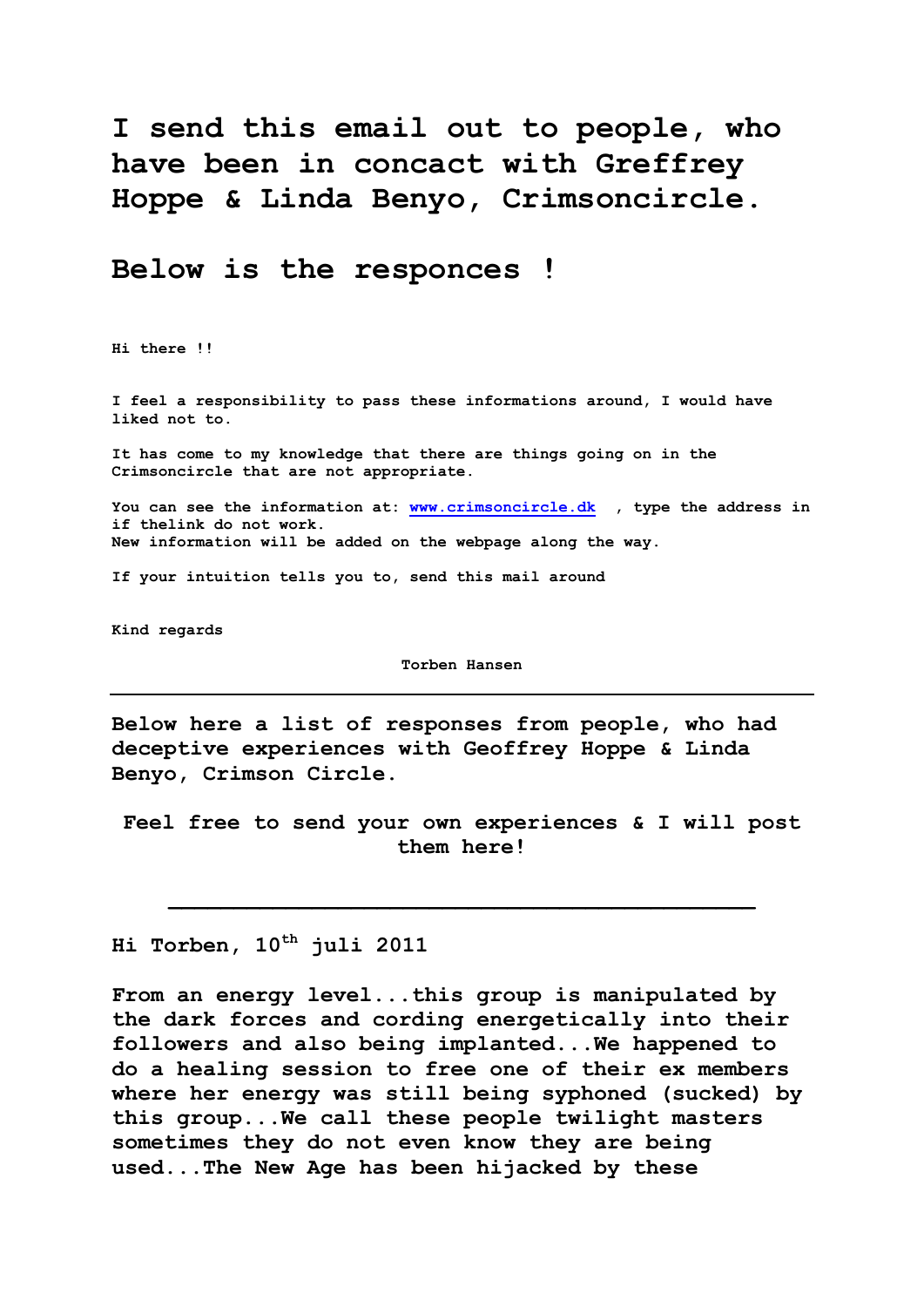# I send this email out to people, who have been in concact with Greffrey Hoppe & Linda Benyo, Crimsoncircle.

# Below is the responces !

**Hi there !!**

**I feel a responsibility to pass these informations around, I would have liked not to.**

**It has come to my knowledge that there are things going on in the Crimsoncircle that are not appropriate.**

**You can see the information at: www.crimsoncircle.dk , type the address in if thelink do not work.**
**New information will be added on the webpage along the way.**

**If your intuition tells you to, send this mail around**

**Kind regards**

**Torben Hansen**

---

## Below here a list of responses from people, who had deceptive experiences with Geoffrey Hoppe & Linda Benyo, Crimson Circle.

## Feel free to send your own experiences & I will post them here!

---

**Hi Torben, 10th juli 2011**

**From an energy level...this group is manipulated by the dark forces and cording energetically into their followers and also being implanted...We happened to do a healing session to free one of their ex members where her energy was still being syphoned (sucked) by this group...We call these people twilight masters sometimes they do not even know they are being used...The New Age has been hijacked by these**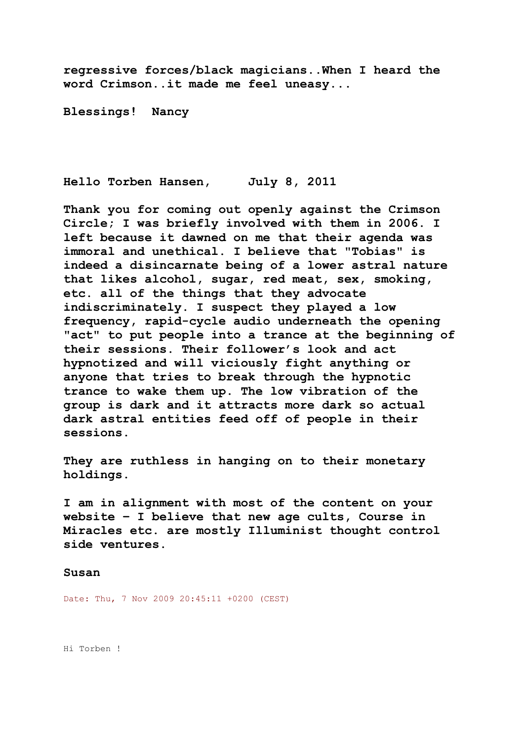**regressive forces/black magicians..When I heard the word Crimson..it made me feel uneasy...**

**Blessings! Nancy**

**Hello Torben Hansen, July 8, 2011**

**Thank you for coming out openly against the Crimson Circle; I was briefly involved with them in 2006. I left because it dawned on me that their agenda was immoral and unethical. I believe that "Tobias" is indeed a disincarnate being of a lower astral nature that likes alcohol, sugar, red meat, sex, smoking, etc. all of the things that they advocate indiscriminately. I suspect they played a low frequency, rapid-cycle audio underneath the opening "act" to put people into a trance at the beginning of their sessions. Their follower's look and act hypnotized and will viciously fight anything or anyone that tries to break through the hypnotic trance to wake them up. The low vibration of the group is dark and it attracts more dark so actual dark astral entities feed off of people in their sessions.**

**They are ruthless in hanging on to their monetary holdings.**

**I am in alignment with most of the content on your website – I believe that new age cults, Course in Miracles etc. are mostly Illuminist thought control side ventures.**

**Susan**

Date: Thu, 7 Nov 2009 20:45:11 +0200 (CEST)

Hi Torben !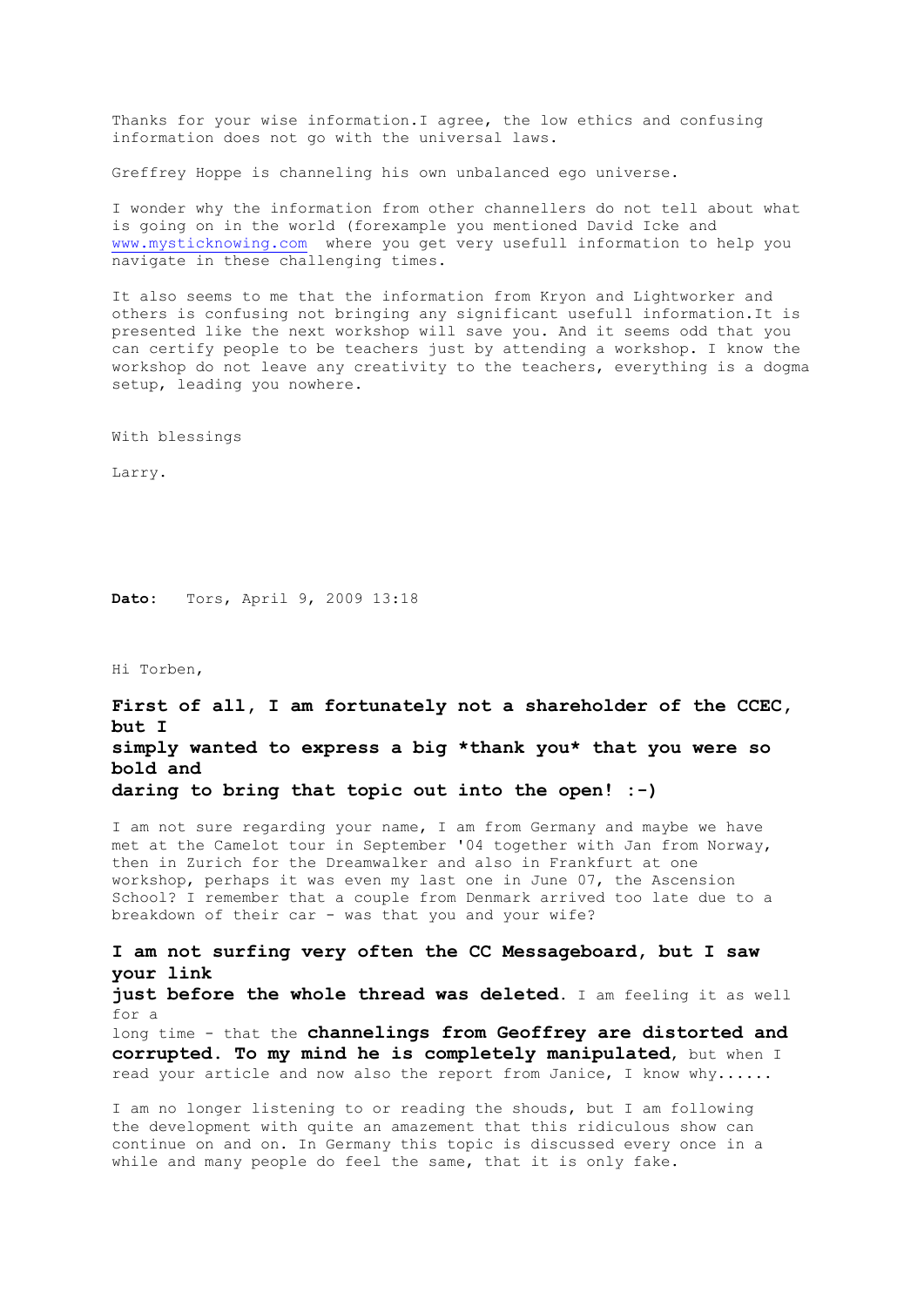Thanks for your wise information.I agree, the low ethics and confusing information does not go with the universal laws.

Greffrey Hoppe is channeling his own unbalanced ego universe.

I wonder why the information from other channellers do not tell about what is going on in the world (forexample you mentioned David Icke and www.mysticknowing.com where you get very usefull information to help you navigate in these challenging times.

It also seems to me that the information from Kryon and Lightworker and others is confusing not bringing any significant usefull information.It is presented like the next workshop will save you. And it seems odd that you can certify people to be teachers just by attending a workshop. I know the workshop do not leave any creativity to the teachers, everything is a dogma setup, leading you nowhere.

With blessings

Larry.

**Dato:** Tors, April 9, 2009 13:18

Hi Torben,

**First of all, I am fortunately not a shareholder of the CCEC, but I simply wanted to express a big *thank you* that you were so bold and daring to bring that topic out into the open! :-)**

I am not sure regarding your name, I am from Germany and maybe we have met at the Camelot tour in September '04 together with Jan from Norway, then in Zurich for the Dreamwalker and also in Frankfurt at one workshop, perhaps it was even my last one in June 07, the Ascension School? I remember that a couple from Denmark arrived too late due to a breakdown of their car - was that you and your wife?

**I am not surfing very often the CC Messageboard, but I saw your link just before the whole thread was deleted**. I am feeling it as well for a long time - that the **channelings from Geoffrey are distorted and corrupted. To my mind he is completely manipulated**, but when I read your article and now also the report from Janice, I know why......

I am no longer listening to or reading the shouds, but I am following the development with quite an amazement that this ridiculous show can continue on and on. In Germany this topic is discussed every once in a while and many people do feel the same, that it is only fake.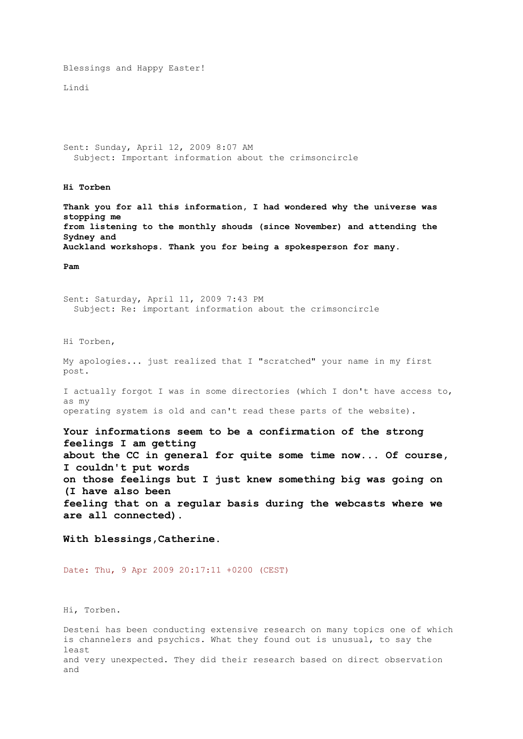Blessings and Happy Easter!

Lindi

Sent: Sunday, April 12, 2009 8:07 AM
Subject: Important information about the crimsoncircle

**Hi Torben**

**Thank you for all this information, I had wondered why the universe was stopping me from listening to the monthly shouds (since November) and attending the Sydney and Auckland workshops. Thank you for being a spokesperson for many.**

**Pam**

Sent: Saturday, April 11, 2009 7:43 PM
Subject: Re: important information about the crimsoncircle

Hi Torben,

My apologies... just realized that I "scratched" your name in my first post.

I actually forgot I was in some directories (which I don't have access to, as my operating system is old and can't read these parts of the website).

**Your informations seem to be a confirmation of the strong feelings I am getting about the CC in general for quite some time now... Of course, I couldn't put words on those feelings but I just knew something big was going on (I have also been feeling that on a regular basis during the webcasts where we are all connected).**

**With blessings,Catherine.**

Date: Thu, 9 Apr 2009 20:17:11 +0200 (CEST)

Hi, Torben.

Desteni has been conducting extensive research on many topics one of which is channelers and psychics. What they found out is unusual, to say the least and very unexpected. They did their research based on direct observation and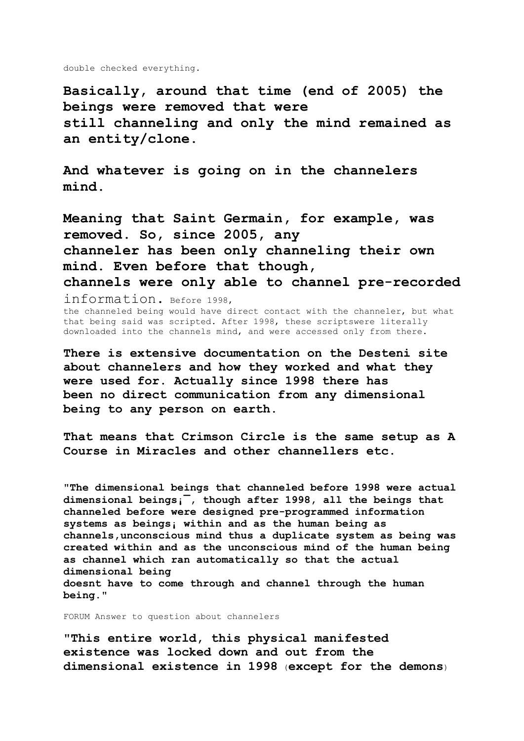double checked everything.

**Basically, around that time (end of 2005) the beings were removed that were still channeling and only the mind remained as an entity/clone.**

**And whatever is going on in the channelers mind.**

**Meaning that Saint Germain, for example, was removed. So, since 2005, any channeler has been only channeling their own mind. Even before that though, channels were only able to channel pre-recorded** information. Before 1998, the channeled being would have direct contact with the channeler, but what that being said was scripted. After 1998, these scriptswere literally downloaded into the channels mind, and were accessed only from there.

**There is extensive documentation on the Desteni site about channelers and how they worked and what they were used for. Actually since 1998 there has been no direct communication from any dimensional being to any person on earth.**

**That means that Crimson Circle is the same setup as A Course in Miracles and other channellers etc.**

**"The dimensional beings that channeled before 1998 were actual dimensional beings¡¯, though after 1998, all the beings that channeled before were designed pre-programmed information systems as beings¡ within and as the human being as channels,unconscious mind thus a duplicate system as being was created within and as the unconscious mind of the human being as channel which ran automatically so that the actual dimensional being doesnt have to come through and channel through the human being."**

FORUM Answer to question about channelers

**"This entire world, this physical manifested existence was locked down and out from the dimensional existence in 1998 (except for the demons)**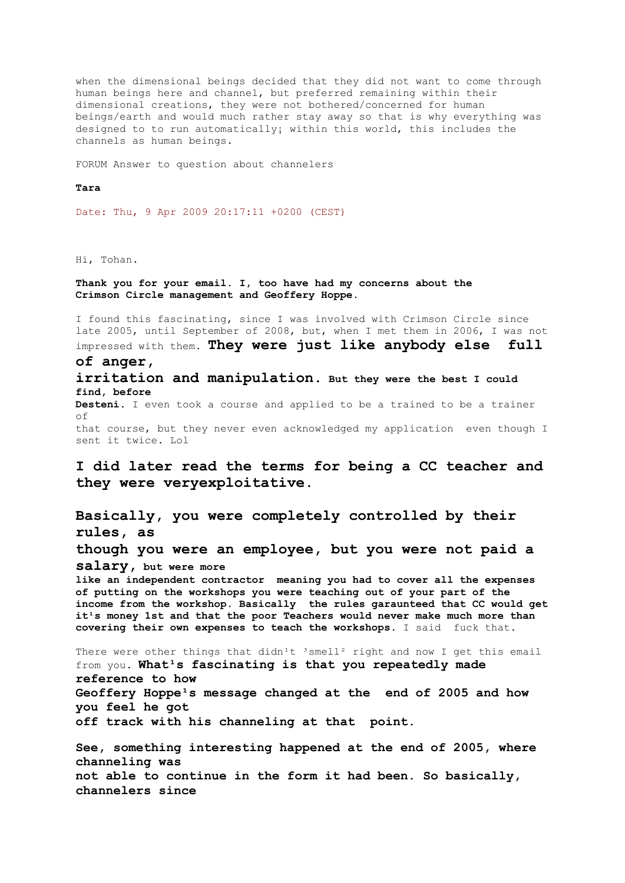when the dimensional beings decided that they did not want to come through human beings here and channel, but preferred remaining within their dimensional creations, they were not bothered/concerned for human beings/earth and would much rather stay away so that is why everything was designed to to run automatically; within this world, this includes the channels as human beings.

FORUM Answer to question about channelers

**Tara**

Date: Thu, 9 Apr 2009 20:17:11 +0200 (CEST)

Hi, Tohan.

**Thank you for your email. I, too have had my concerns about the Crimson Circle management and Geoffery Hoppe.**

I found this fascinating, since I was involved with Crimson Circle since late 2005, until September of 2008, but, when I met them in 2006, I was not impressed with them. **They were just like anybody else full of anger, irritation and manipulation. But they were the best I could find, before Desteni.** I even took a course and applied to be a trained to be a trainer of that course, but they never even acknowledged my application even though I sent it twice. Lol

**I did later read the terms for being a CC teacher and they were veryexploitative.**

**Basically, you were completely controlled by their rules, as though you were an employee, but you were not paid a salary, but were more like an independent contractor meaning you had to cover all the expenses of putting on the workshops you were teaching out of your part of the income from the workshop. Basically the rules garaunteed that CC would get it¹s money 1st and that the poor Teachers would never make much more than covering their own expenses to teach the workshops.** I said fuck that.

There were other things that didn¹t ³smell² right and now I get this email from you. **What¹s fascinating is that you repeatedly made reference to how Geoffery Hoppe¹s message changed at the end of 2005 and how you feel he got off track with his channeling at that point.**

**See, something interesting happened at the end of 2005, where channeling was not able to continue in the form it had been. So basically, channelers since**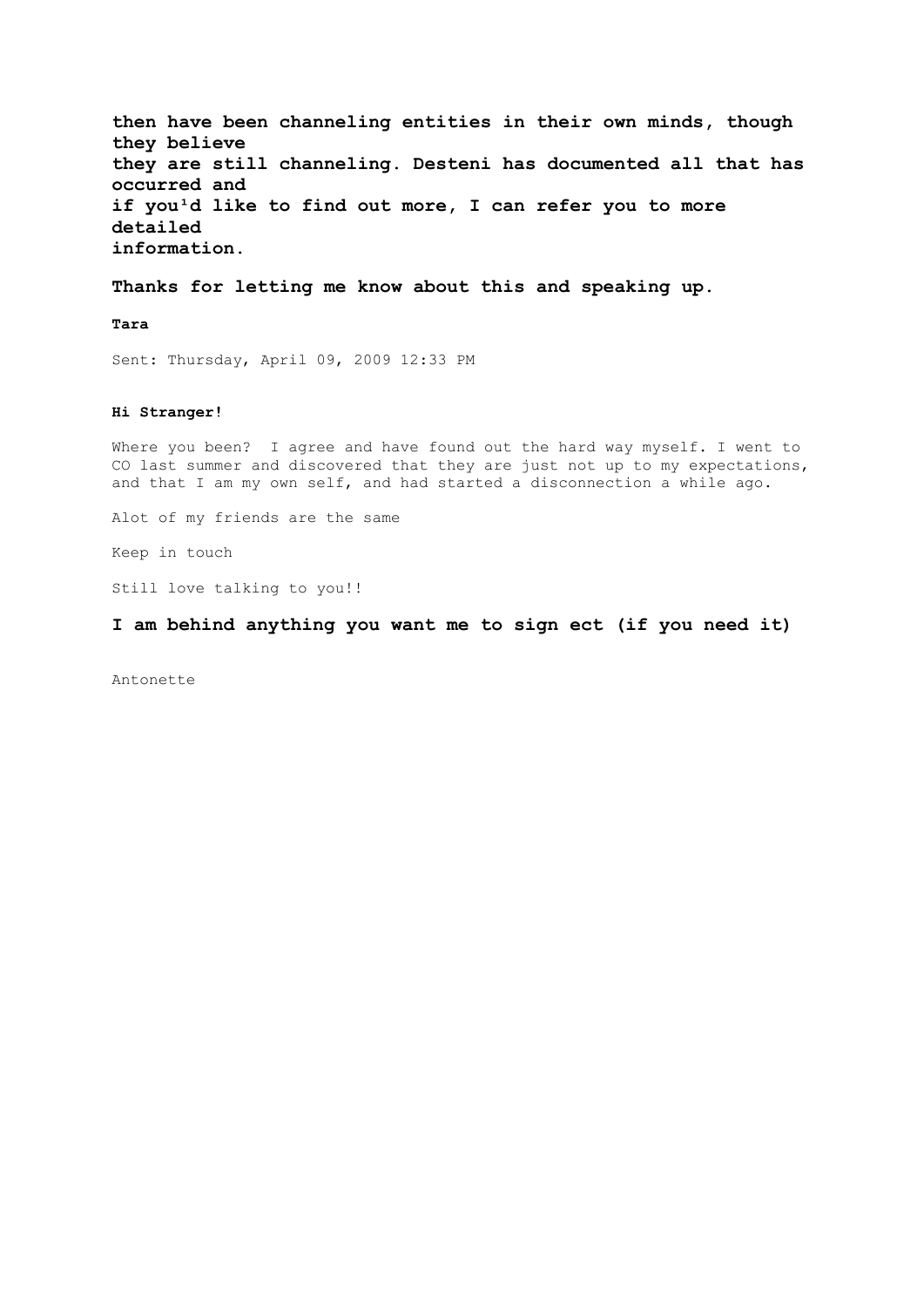**then have been channeling entities in their own minds, though they believe they are still channeling. Desteni has documented all that has occurred and if you¹d like to find out more, I can refer you to more detailed information.**

**Thanks for letting me know about this and speaking up.**

**Tara**

Sent: Thursday, April 09, 2009 12:33 PM

**Hi Stranger!**

Where you been? I agree and have found out the hard way myself. I went to CO last summer and discovered that they are just not up to my expectations, and that I am my own self, and had started a disconnection a while ago.

Alot of my friends are the same

Keep in touch

Still love talking to you!!

**I am behind anything you want me to sign ect (if you need it)**

Antonette